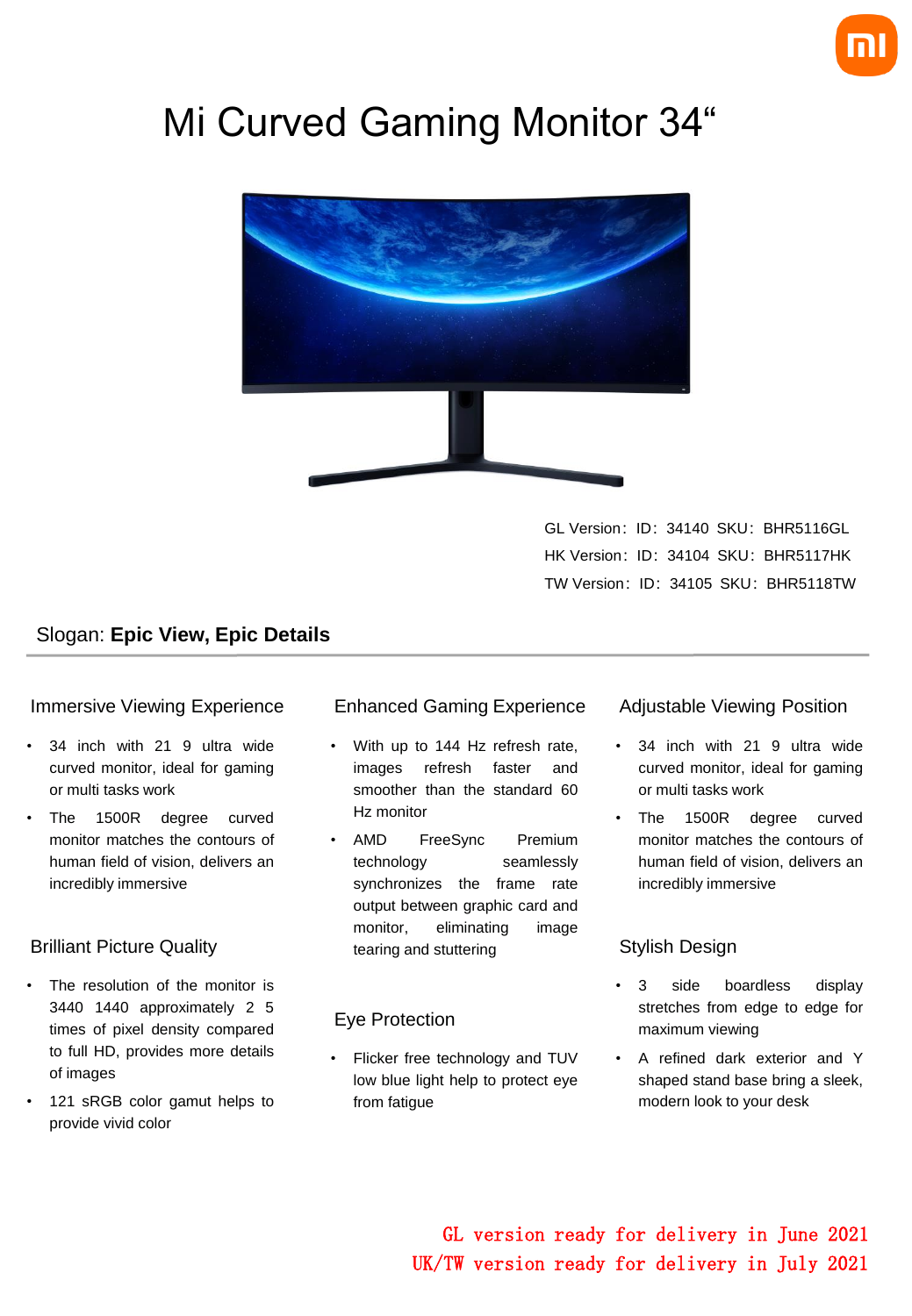# Mi Curved Gaming Monitor 34“

GL Version：ID：34140 SKU：BHR5116GL
HK Version：ID：34104 SKU：BHR5117HK
TW Version：ID：34105 SKU：BHR5118TW

Slogan: **Epic View, Epic Details**

---

### Immersive Viewing Experience

- 34 inch with 21 9 ultra wide curved monitor, ideal for gaming or multi tasks work
- The 1500R degree curved monitor matches the contours of human field of vision, delivers an incredibly immersive

### Brilliant Picture Quality

- The resolution of the monitor is 3440 1440 approximately 2 5 times of pixel density compared to full HD, provides more details of images
- 121 sRGB color gamut helps to provide vivid color

### Enhanced Gaming Experience

- With up to 144 Hz refresh rate, images refresh faster and smoother than the standard 60 Hz monitor
- AMD FreeSync Premium technology seamlessly synchronizes the frame rate output between graphic card and monitor, eliminating image tearing and stuttering

### Eye Protection

- Flicker free technology and TUV low blue light help to protect eye from fatigue

### Adjustable Viewing Position

- 34 inch with 21 9 ultra wide curved monitor, ideal for gaming or multi tasks work
- The 1500R degree curved monitor matches the contours of human field of vision, delivers an incredibly immersive

### Stylish Design

- 3 side boardless display stretches from edge to edge for maximum viewing
- A refined dark exterior and Y shaped stand base bring a sleek, modern look to your desk

GL version ready for delivery in June 2021
UK/TW version ready for delivery in July 2021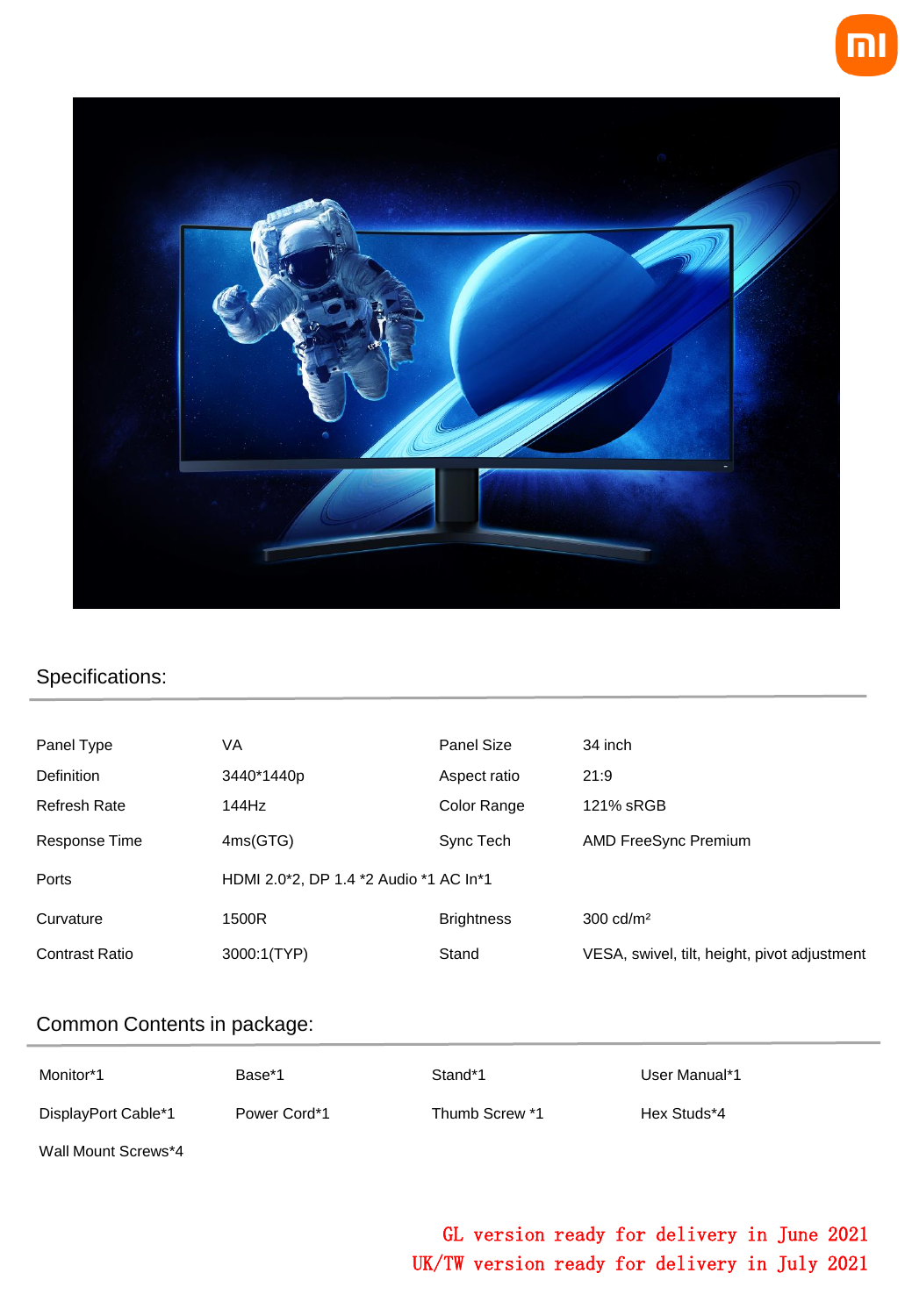## Specifications:

| | | | |
|---|---|---|---|
| Panel Type | VA | Panel Size | 34 inch |
| Definition | 3440*1440p | Aspect ratio | 21:9 |
| Refresh Rate | 144Hz | Color Range | 121% sRGB |
| Response Time | 4ms(GTG) | Sync Tech | AMD FreeSync Premium |
| Ports | HDMI 2.0*2, DP 1.4 *2 Audio *1 AC In*1 | | |
| Curvature | 1500R | Brightness | 300 cd/m² |
| Contrast Ratio | 3000:1(TYP) | Stand | VESA, swivel, tilt, height, pivot adjustment |

## Common Contents in package:

| | | | |
|---|---|---|---|
| Monitor*1 | Base*1 | Stand*1 | User Manual*1 |
| DisplayPort Cable*1 | Power Cord*1 | Thumb Screw *1 | Hex Studs*4 |
| Wall Mount Screws*4 | | | |

GL version ready for delivery in June 2021

UK/TW version ready for delivery in July 2021